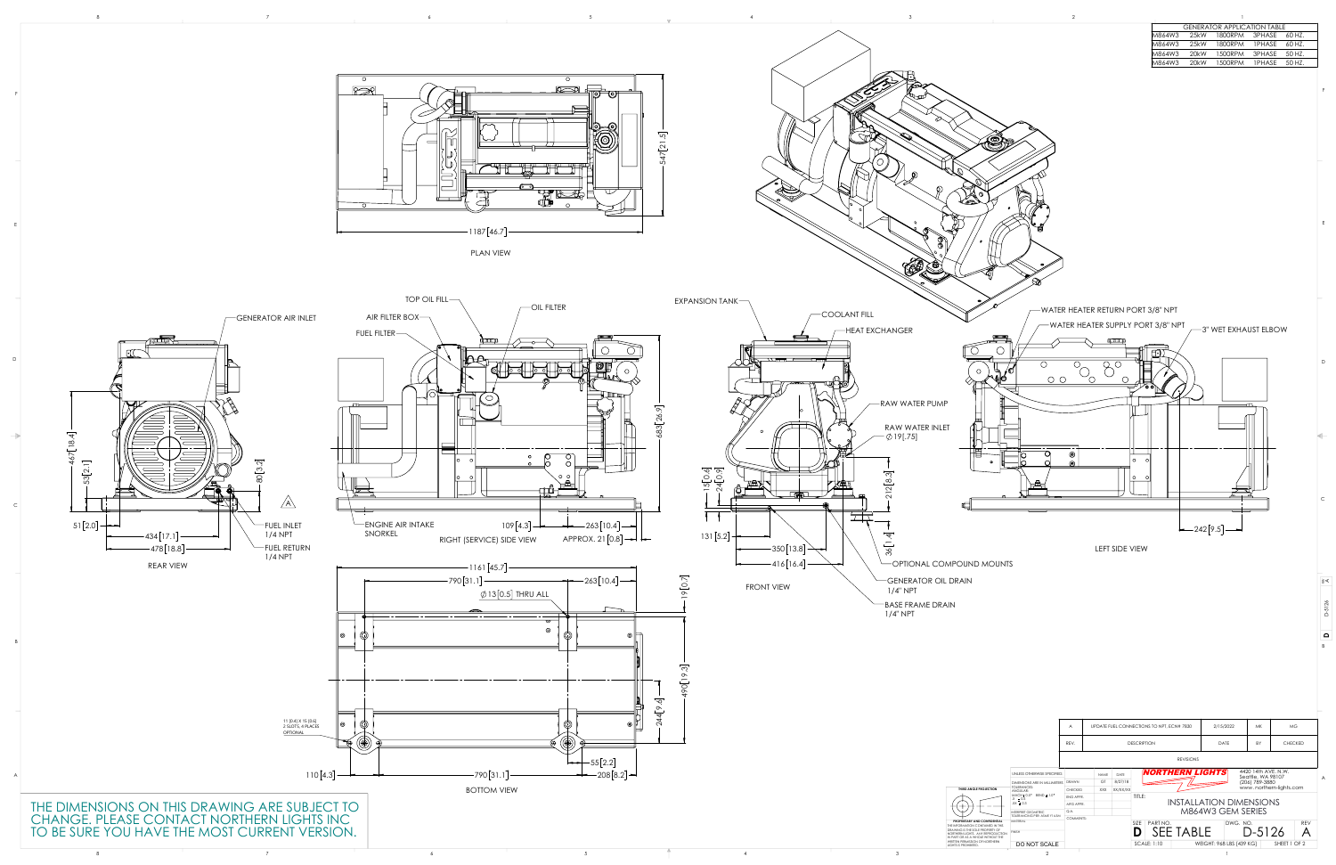| GENERATOR APPLICATION TABLE | | | | |
|---|---|---|---|---|
| M864W3 | 25kW | 1800RPM | 3PHASE | 60 HZ. |
| M864W3 | 25kW | 1800RPM | 1PHASE | 60 HZ. |
| M864W3 | 20kW | 1500RPM | 3PHASE | 50 HZ. |
| M864W3 | 20kW | 1500RPM | 1PHASE | 50 HZ. |

PLAN VIEW

1187 [46.7]

547 [21.5]

REAR VIEW

GENERATOR AIR INLET

467 [18.4]

53 [2.1]

80 [3.2]

51 [2.0]

434 [17.1]

478 [18.8]

FUEL INLET 1/4 NPT

FUEL RETURN 1/4 NPT

RIGHT (SERVICE) SIDE VIEW

TOP OIL FILL

OIL FILTER

AIR FILTER BOX

FUEL FILTER

ENGINE AIR INTAKE SNORKEL

109 [4.3]

263 [10.4]

APPROX. 21 [0.8]

683 [26.9]

FRONT VIEW

EXPANSION TANK

COOLANT FILL

HEAT EXCHANGER

RAW WATER PUMP

RAW WATER INLET ∅19 [.75]

15 [0.6]

24 [0.9]

131 [5.2]

212 [8.3]

36 [1.4]

350 [13.8]

416 [16.4]

OPTIONAL COMPOUND MOUNTS

GENERATOR OIL DRAIN 1/4" NPT

BASE FRAME DRAIN 1/4" NPT

LEFT SIDE VIEW

WATER HEATER RETURN PORT 3/8" NPT

WATER HEATER SUPPLY PORT 3/8" NPT

3" WET EXHAUST ELBOW

242 [9.5]

BOTTOM VIEW

1161 [45.7]

790 [31.1]

263 [10.4]

∅13 [0.5] THRU ALL

19 [0.7]

490 [19.3]

244 [9.6]

11 [0.4] X 15 [0.6] 2 SLOTS, 4 PLACES OPTIONAL

110 [4.3]

790 [31.1]

55 [2.2]

208 [8.2]

THE DIMENSIONS ON THIS DRAWING ARE SUBJECT TO CHANGE. PLEASE CONTACT NORTHERN LIGHTS INC TO BE SURE YOU HAVE THE MOST CURRENT VERSION.

| REV. | DESCRIPTION | DATE | BY | CHECKED |
|---|---|---|---|---|
| A | UPDATE FUEL CONNECTIONS TO NPT, ECN# 7830 | 2/15/2022 | MK | MG |

REVISIONS

UNLESS OTHERWISE SPECIFIED: DIMENSIONS ARE IN MILLIMETERS

| | NAME | DATE |
|---|---|---|
| DRAWN | GT | 8/27/18 |
| CHECKED | XXX | XX/XX/XX |
| ENG APPR. | | |
| MFG APPR. | | |
| Q.A. | | |
| COMMENTS: | | |

THIRD ANGLE PROJECTION

PROPRIETARY AND CONFIDENTIAL

DO NOT SCALE

NORTHERN LIGHTS

4420 14th AVE. N.W. Seattle, WA 98107 (206) 789-3880 www.northern-lights.com

TITLE: INSTALLATION DIMENSIONS M864W3 GEM SERIES

SIZE D | PART NO. SEE TABLE | DWG. NO. D-5126 | REV A

SCALE: 1:10 | WEIGHT: 968 LBS (439 KG) | SHEET 1 OF 2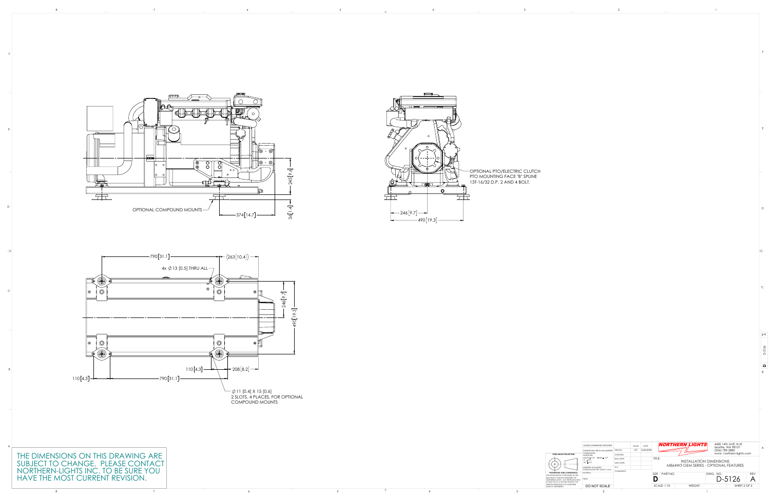OPTIONAL COMPOUND MOUNTS

374 [14.7]

245 [9.6]

36 [1.4]

OPTIONAL PTO/ELECTRIC CLUTCH
PTO MOUNTING FACE "B" SPLINE
13T-16/32 D.P. 2 AND 4 BOLT.

246 [9.7]

490 [19.3]

790 [31.1]

(263 [10.4])

4x ∅ 13 [0.5] THRU ALL

246 [9.7]

490 [19.3]

110 [4.3]

208 [8.2]

110 [4.3]

790 [31.1]

∅ 11 [0.4] X 15 [0.6]
2 SLOTS, 4 PLACES, FOR OPTIONAL
COMPOUND MOUNTS

THE DIMENSIONS ON THIS DRAWING ARE SUBJECT TO CHANGE. PLEASE CONTACT NORTHERN-LIGHTS INC. TO BE SURE YOU HAVE THE MOST CURRENT REVISION.

UNLESS OTHERWISE SPECIFIED:
DIMENSIONS ARE IN MILLIMETERS [INCHES]
TOLERANCES:
ANGULAR: MACH ± 0.5° BEND ± 1°
.XX ± 0.5

THIRD ANGLE PROJECTION

INTERPRET GEOMETRIC TOLERANCING PER: ASME Y14.5M

MATERIAL

FINISH

PROPRIETARY AND CONFIDENTIAL
THE INFORMATION CONTAINED IN THIS DRAWING IS THE SOLE PROPERTY OF NORTHERN-LIGHTS. ANY REPRODUCTION IN PART OR AS A WHOLE WITHOUT THE WRITTEN PERMISSION OF NORTHERN-LIGHTS IS PROHIBITED.

DO NOT SCALE

| | NAME | DATE |
|---|---|---|
| DRAWN | LTP | 5/26/2020 |
| CHECKED | | |
| ENG APPR. | | |
| MFG APPR. | | |
| Q.A. | | |
| COMMENTS: | | |

NORTHERN LIGHTS

4420 14th AVE. N.W.
Seattle, WA 98107
(206) 789-3880
www.northern-lights.com

TITLE:
INSTALLATION DIMENSIONS
M864W3 GEM SERIES - OPTIONAL FEATURES

SIZE D | PART NO. | DWG. NO. D-5126 | REV A

SCALE: 1:10 | WEIGHT: | SHEET 2 OF 2